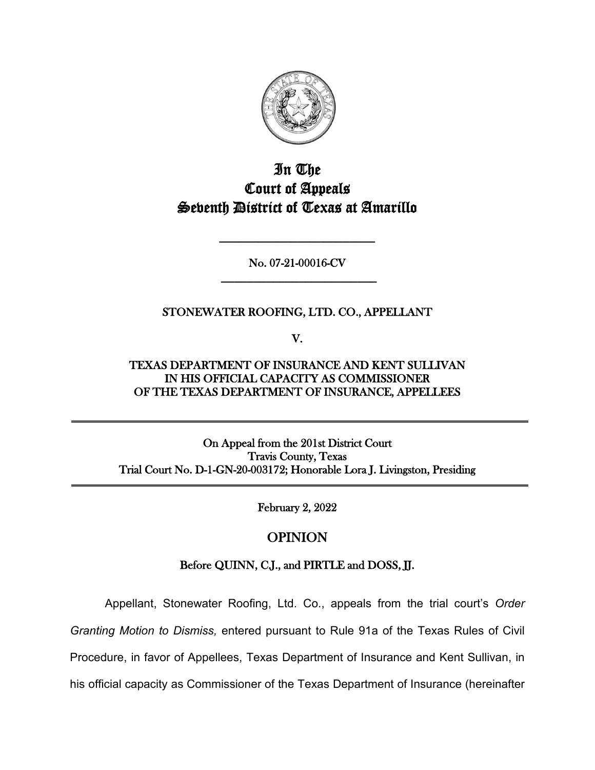# In The Court of Appeals Seventh District of Texas at Amarillo

---

No. 07-21-00016-CV

---

STONEWATER ROOFING, LTD. CO., APPELLANT

V.

TEXAS DEPARTMENT OF INSURANCE AND KENT SULLIVAN IN HIS OFFICIAL CAPACITY AS COMMISSIONER OF THE TEXAS DEPARTMENT OF INSURANCE, APPELLEES

---

On Appeal from the 201st District Court
Travis County, Texas
Trial Court No. D-1-GN-20-003172; Honorable Lora J. Livingston, Presiding

---

February 2, 2022

## OPINION

Before QUINN, C.J., and PIRTLE and DOSS, JJ.

Appellant, Stonewater Roofing, Ltd. Co., appeals from the trial court's *Order Granting Motion to Dismiss,* entered pursuant to Rule 91a of the Texas Rules of Civil Procedure, in favor of Appellees, Texas Department of Insurance and Kent Sullivan, in his official capacity as Commissioner of the Texas Department of Insurance (hereinafter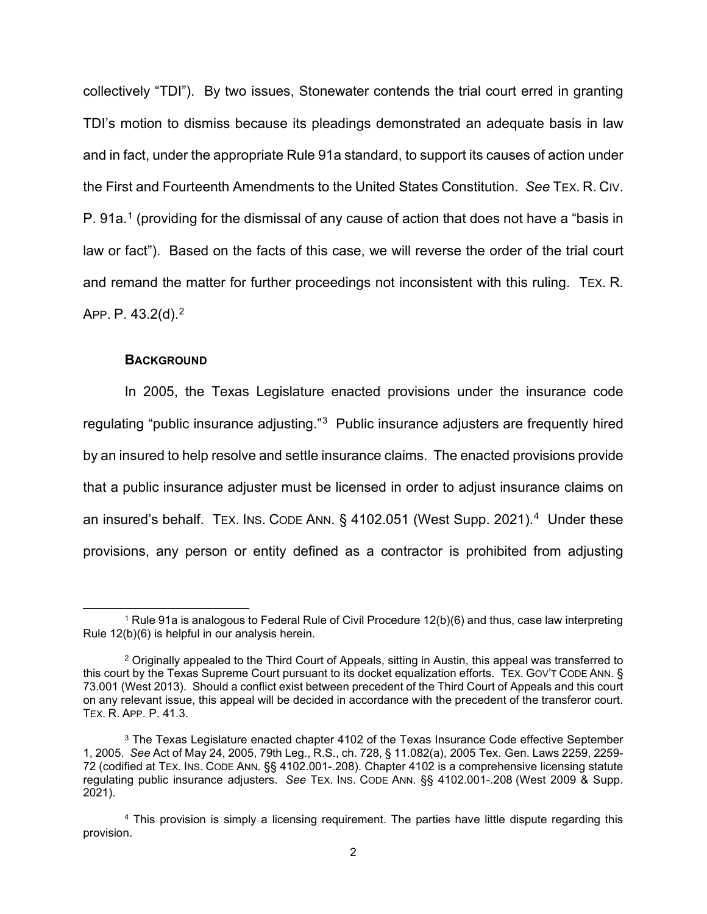collectively "TDI"). By two issues, Stonewater contends the trial court erred in granting TDI's motion to dismiss because its pleadings demonstrated an adequate basis in law and in fact, under the appropriate Rule 91a standard, to support its causes of action under the First and Fourteenth Amendments to the United States Constitution. *See* TEX. R. CIV. P. 91a.[1] (providing for the dismissal of any cause of action that does not have a "basis in law or fact"). Based on the facts of this case, we will reverse the order of the trial court and remand the matter for further proceedings not inconsistent with this ruling. TEX. R. APP. P. 43.2(d).[2]

**BACKGROUND**

In 2005, the Texas Legislature enacted provisions under the insurance code regulating "public insurance adjusting."[3] Public insurance adjusters are frequently hired by an insured to help resolve and settle insurance claims. The enacted provisions provide that a public insurance adjuster must be licensed in order to adjust insurance claims on an insured's behalf. TEX. INS. CODE ANN. § 4102.051 (West Supp. 2021).[4] Under these provisions, any person or entity defined as a contractor is prohibited from adjusting

---

[1] Rule 91a is analogous to Federal Rule of Civil Procedure 12(b)(6) and thus, case law interpreting Rule 12(b)(6) is helpful in our analysis herein.

[2] Originally appealed to the Third Court of Appeals, sitting in Austin, this appeal was transferred to this court by the Texas Supreme Court pursuant to its docket equalization efforts. TEX. GOV'T CODE ANN. § 73.001 (West 2013). Should a conflict exist between precedent of the Third Court of Appeals and this court on any relevant issue, this appeal will be decided in accordance with the precedent of the transferor court. TEX. R. APP. P. 41.3.

[3] The Texas Legislature enacted chapter 4102 of the Texas Insurance Code effective September 1, 2005. *See* Act of May 24, 2005, 79th Leg., R.S., ch. 728, § 11.082(a), 2005 Tex. Gen. Laws 2259, 2259-72 (codified at TEX. INS. CODE ANN. §§ 4102.001-.208). Chapter 4102 is a comprehensive licensing statute regulating public insurance adjusters. *See* TEX. INS. CODE ANN. §§ 4102.001-.208 (West 2009 & Supp. 2021).

[4] This provision is simply a licensing requirement. The parties have little dispute regarding this provision.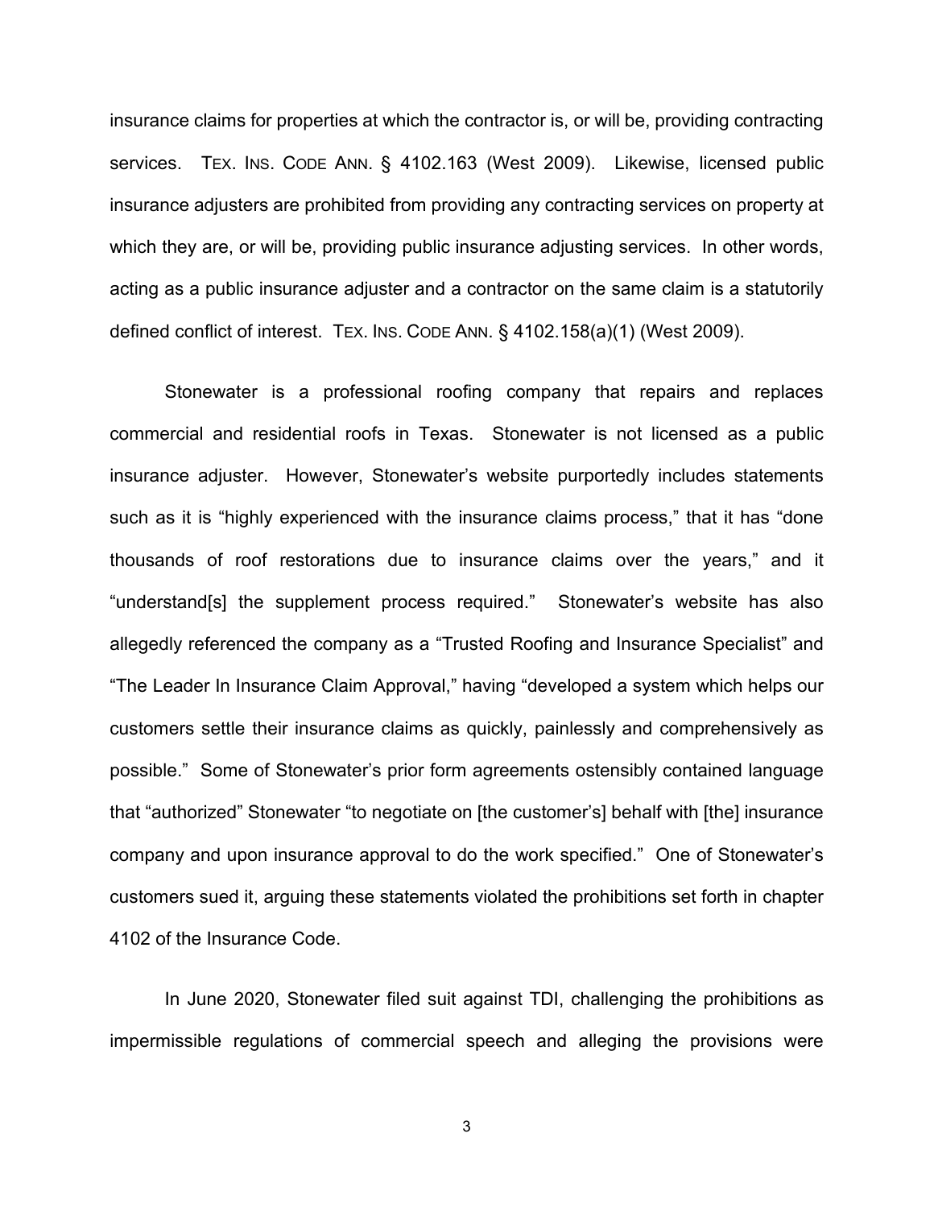insurance claims for properties at which the contractor is, or will be, providing contracting services. TEX. INS. CODE ANN. § 4102.163 (West 2009). Likewise, licensed public insurance adjusters are prohibited from providing any contracting services on property at which they are, or will be, providing public insurance adjusting services. In other words, acting as a public insurance adjuster and a contractor on the same claim is a statutorily defined conflict of interest. TEX. INS. CODE ANN. § 4102.158(a)(1) (West 2009).

Stonewater is a professional roofing company that repairs and replaces commercial and residential roofs in Texas. Stonewater is not licensed as a public insurance adjuster. However, Stonewater's website purportedly includes statements such as it is "highly experienced with the insurance claims process," that it has "done thousands of roof restorations due to insurance claims over the years," and it "understand[s] the supplement process required." Stonewater's website has also allegedly referenced the company as a "Trusted Roofing and Insurance Specialist" and "The Leader In Insurance Claim Approval," having "developed a system which helps our customers settle their insurance claims as quickly, painlessly and comprehensively as possible." Some of Stonewater's prior form agreements ostensibly contained language that "authorized" Stonewater "to negotiate on [the customer's] behalf with [the] insurance company and upon insurance approval to do the work specified." One of Stonewater's customers sued it, arguing these statements violated the prohibitions set forth in chapter 4102 of the Insurance Code.

In June 2020, Stonewater filed suit against TDI, challenging the prohibitions as impermissible regulations of commercial speech and alleging the provisions were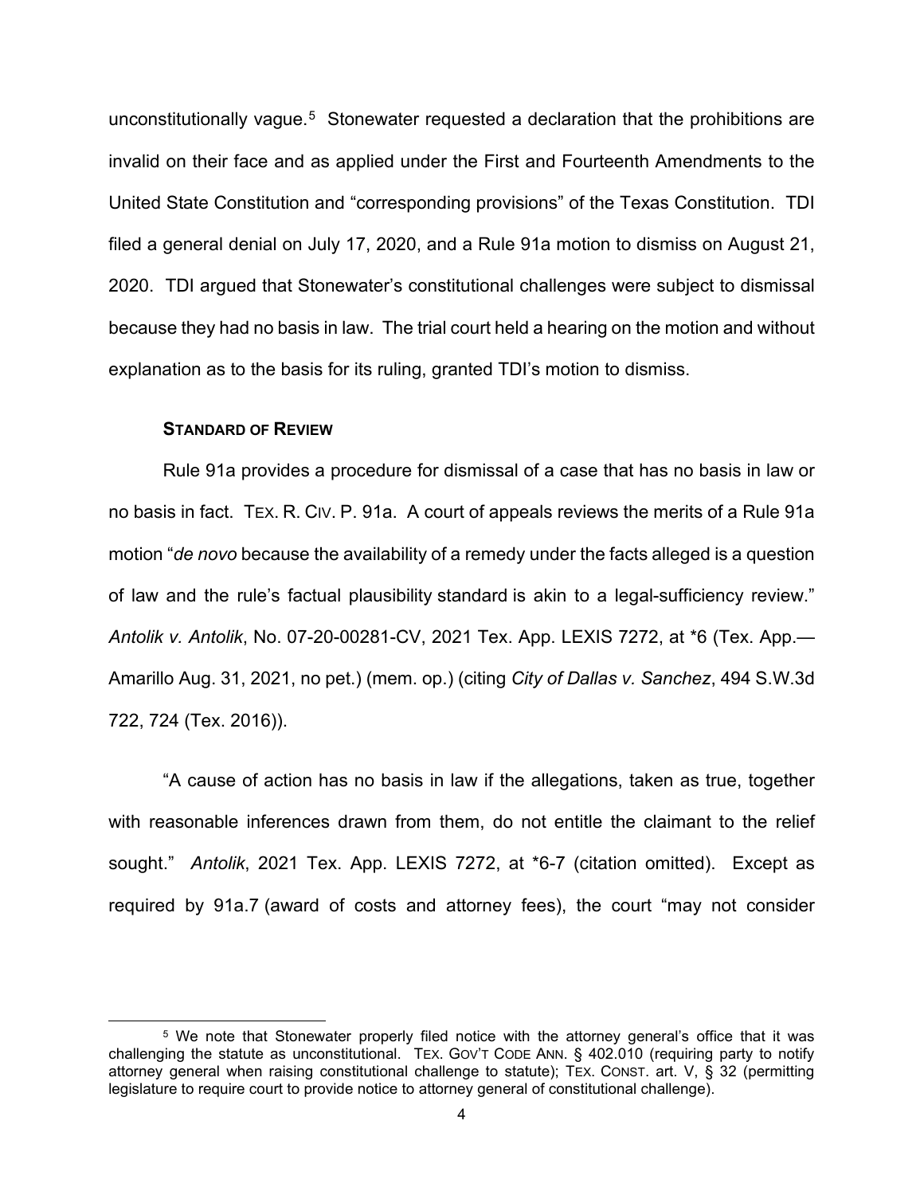unconstitutionally vague.[5] Stonewater requested a declaration that the prohibitions are invalid on their face and as applied under the First and Fourteenth Amendments to the United State Constitution and "corresponding provisions" of the Texas Constitution. TDI filed a general denial on July 17, 2020, and a Rule 91a motion to dismiss on August 21, 2020. TDI argued that Stonewater's constitutional challenges were subject to dismissal because they had no basis in law. The trial court held a hearing on the motion and without explanation as to the basis for its ruling, granted TDI's motion to dismiss.

### **STANDARD OF REVIEW**

Rule 91a provides a procedure for dismissal of a case that has no basis in law or no basis in fact. TEX. R. CIV. P. 91a. A court of appeals reviews the merits of a Rule 91a motion "*de novo* because the availability of a remedy under the facts alleged is a question of law and the rule's factual plausibility standard is akin to a legal-sufficiency review." *Antolik v. Antolik*, No. 07-20-00281-CV, 2021 Tex. App. LEXIS 7272, at *6 (Tex. App.—Amarillo Aug. 31, 2021, no pet.) (mem. op.) (citing *City of Dallas v. Sanchez*, 494 S.W.3d 722, 724 (Tex. 2016)).

"A cause of action has no basis in law if the allegations, taken as true, together with reasonable inferences drawn from them, do not entitle the claimant to the relief sought." *Antolik*, 2021 Tex. App. LEXIS 7272, at *6-7 (citation omitted). Except as required by 91a.7 (award of costs and attorney fees), the court "may not consider

---

[5] We note that Stonewater properly filed notice with the attorney general's office that it was challenging the statute as unconstitutional. TEX. GOV'T CODE ANN. § 402.010 (requiring party to notify attorney general when raising constitutional challenge to statute); TEX. CONST. art. V, § 32 (permitting legislature to require court to provide notice to attorney general of constitutional challenge).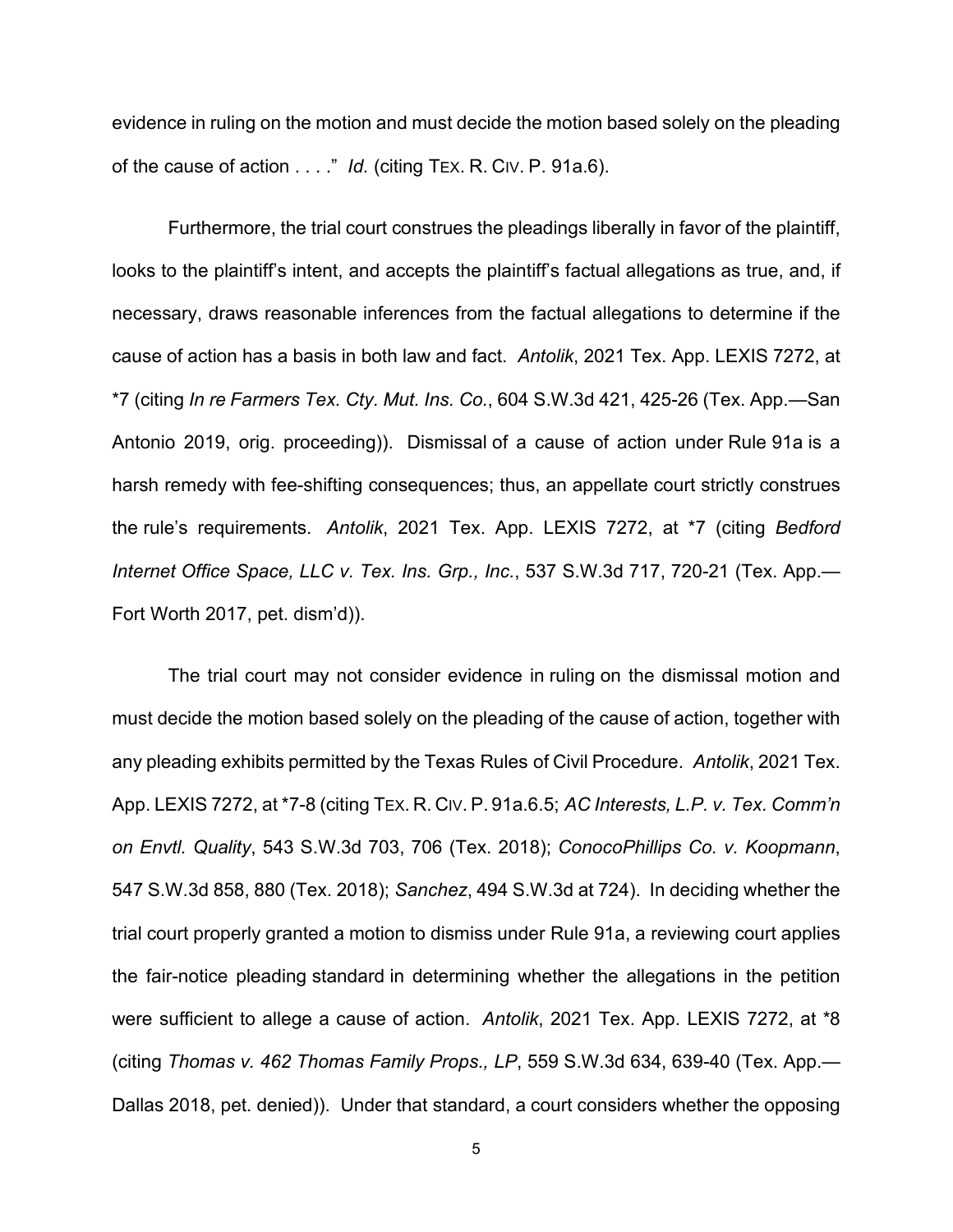evidence in ruling on the motion and must decide the motion based solely on the pleading of the cause of action . . . ." *Id.* (citing TEX. R. CIV. P. 91a.6).

Furthermore, the trial court construes the pleadings liberally in favor of the plaintiff, looks to the plaintiff's intent, and accepts the plaintiff's factual allegations as true, and, if necessary, draws reasonable inferences from the factual allegations to determine if the cause of action has a basis in both law and fact. *Antolik*, 2021 Tex. App. LEXIS 7272, at *7 (citing *In re Farmers Tex. Cty. Mut. Ins. Co.*, 604 S.W.3d 421, 425-26 (Tex. App.—San Antonio 2019, orig. proceeding)). Dismissal of a cause of action under Rule 91a is a harsh remedy with fee-shifting consequences; thus, an appellate court strictly construes the rule's requirements. *Antolik*, 2021 Tex. App. LEXIS 7272, at *7 (citing *Bedford Internet Office Space, LLC v. Tex. Ins. Grp., Inc.*, 537 S.W.3d 717, 720-21 (Tex. App.—Fort Worth 2017, pet. dism'd)).

The trial court may not consider evidence in ruling on the dismissal motion and must decide the motion based solely on the pleading of the cause of action, together with any pleading exhibits permitted by the Texas Rules of Civil Procedure. *Antolik*, 2021 Tex. App. LEXIS 7272, at *7-8 (citing TEX. R. CIV. P. 91a.6.5; *AC Interests, L.P. v. Tex. Comm'n on Envtl. Quality*, 543 S.W.3d 703, 706 (Tex. 2018); *ConocoPhillips Co. v. Koopmann*, 547 S.W.3d 858, 880 (Tex. 2018); *Sanchez*, 494 S.W.3d at 724). In deciding whether the trial court properly granted a motion to dismiss under Rule 91a, a reviewing court applies the fair-notice pleading standard in determining whether the allegations in the petition were sufficient to allege a cause of action. *Antolik*, 2021 Tex. App. LEXIS 7272, at *8 (citing *Thomas v. 462 Thomas Family Props., LP*, 559 S.W.3d 634, 639-40 (Tex. App.—Dallas 2018, pet. denied)). Under that standard, a court considers whether the opposing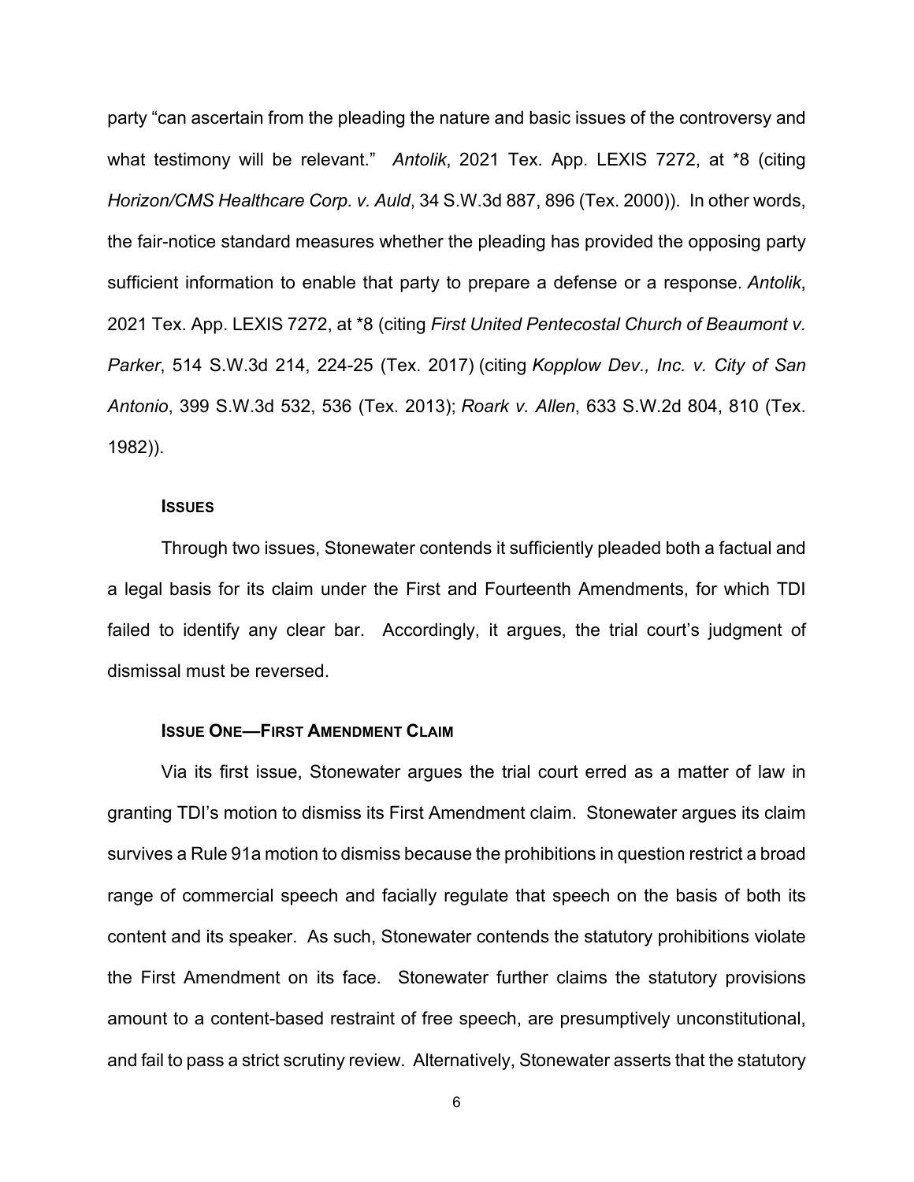party "can ascertain from the pleading the nature and basic issues of the controversy and what testimony will be relevant." *Antolik*, 2021 Tex. App. LEXIS 7272, at *8 (citing *Horizon/CMS Healthcare Corp. v. Auld*, 34 S.W.3d 887, 896 (Tex. 2000)). In other words, the fair-notice standard measures whether the pleading has provided the opposing party sufficient information to enable that party to prepare a defense or a response. *Antolik*, 2021 Tex. App. LEXIS 7272, at *8 (citing *First United Pentecostal Church of Beaumont v. Parker*, 514 S.W.3d 214, 224-25 (Tex. 2017) (citing *Kopplow Dev., Inc. v. City of San Antonio*, 399 S.W.3d 532, 536 (Tex. 2013); *Roark v. Allen*, 633 S.W.2d 804, 810 (Tex. 1982)).

**ISSUES**

Through two issues, Stonewater contends it sufficiently pleaded both a factual and a legal basis for its claim under the First and Fourteenth Amendments, for which TDI failed to identify any clear bar. Accordingly, it argues, the trial court's judgment of dismissal must be reversed.

**ISSUE ONE—FIRST AMENDMENT CLAIM**

Via its first issue, Stonewater argues the trial court erred as a matter of law in granting TDI's motion to dismiss its First Amendment claim. Stonewater argues its claim survives a Rule 91a motion to dismiss because the prohibitions in question restrict a broad range of commercial speech and facially regulate that speech on the basis of both its content and its speaker. As such, Stonewater contends the statutory prohibitions violate the First Amendment on its face. Stonewater further claims the statutory provisions amount to a content-based restraint of free speech, are presumptively unconstitutional, and fail to pass a strict scrutiny review. Alternatively, Stonewater asserts that the statutory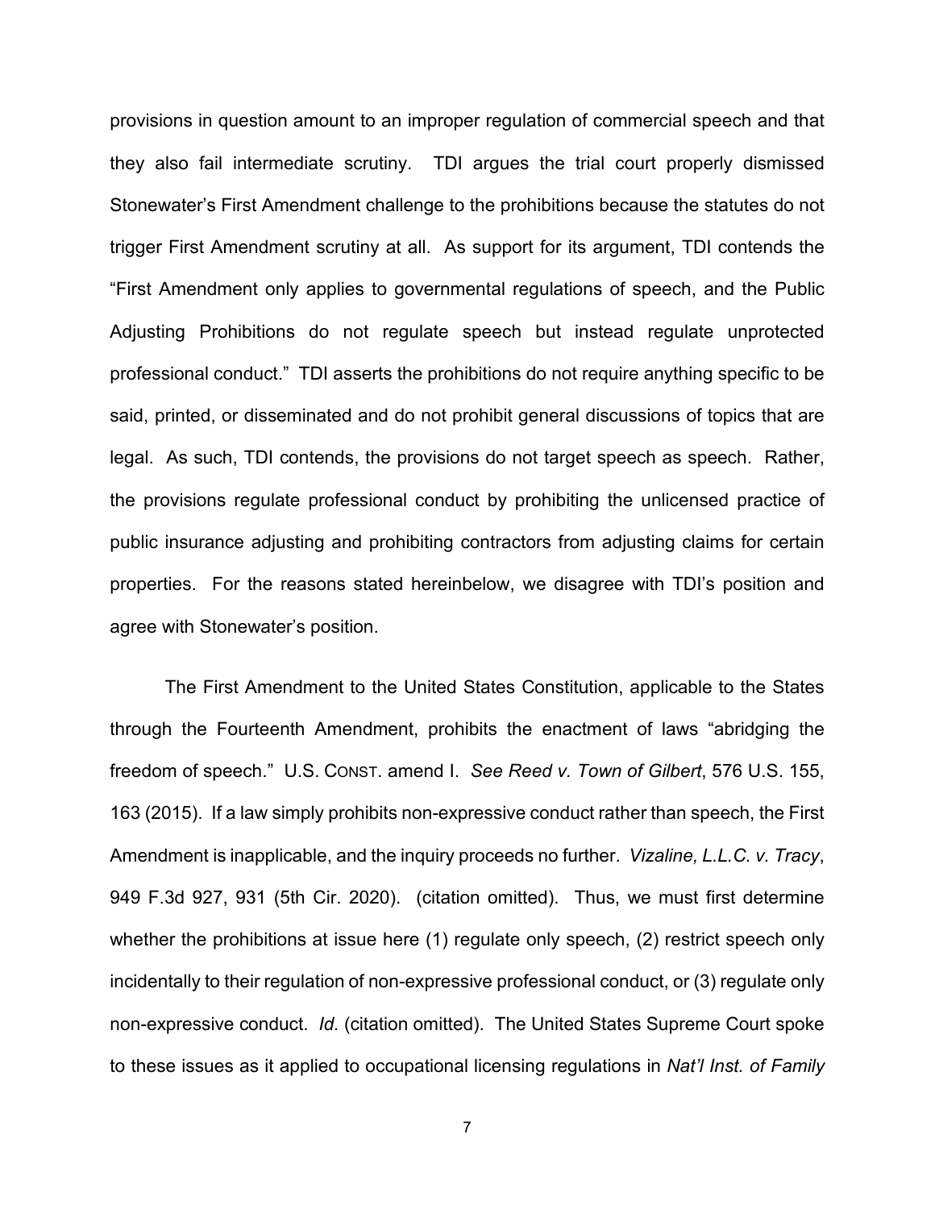provisions in question amount to an improper regulation of commercial speech and that they also fail intermediate scrutiny. TDI argues the trial court properly dismissed Stonewater's First Amendment challenge to the prohibitions because the statutes do not trigger First Amendment scrutiny at all. As support for its argument, TDI contends the "First Amendment only applies to governmental regulations of speech, and the Public Adjusting Prohibitions do not regulate speech but instead regulate unprotected professional conduct." TDI asserts the prohibitions do not require anything specific to be said, printed, or disseminated and do not prohibit general discussions of topics that are legal. As such, TDI contends, the provisions do not target speech as speech. Rather, the provisions regulate professional conduct by prohibiting the unlicensed practice of public insurance adjusting and prohibiting contractors from adjusting claims for certain properties. For the reasons stated hereinbelow, we disagree with TDI's position and agree with Stonewater's position.

The First Amendment to the United States Constitution, applicable to the States through the Fourteenth Amendment, prohibits the enactment of laws "abridging the freedom of speech." U.S. CONST. amend I. *See Reed v. Town of Gilbert*, 576 U.S. 155, 163 (2015). If a law simply prohibits non-expressive conduct rather than speech, the First Amendment is inapplicable, and the inquiry proceeds no further. *Vizaline, L.L.C. v. Tracy*, 949 F.3d 927, 931 (5th Cir. 2020). (citation omitted). Thus, we must first determine whether the prohibitions at issue here (1) regulate only speech, (2) restrict speech only incidentally to their regulation of non-expressive professional conduct, or (3) regulate only non-expressive conduct. *Id.* (citation omitted). The United States Supreme Court spoke to these issues as it applied to occupational licensing regulations in *Nat'l Inst. of Family*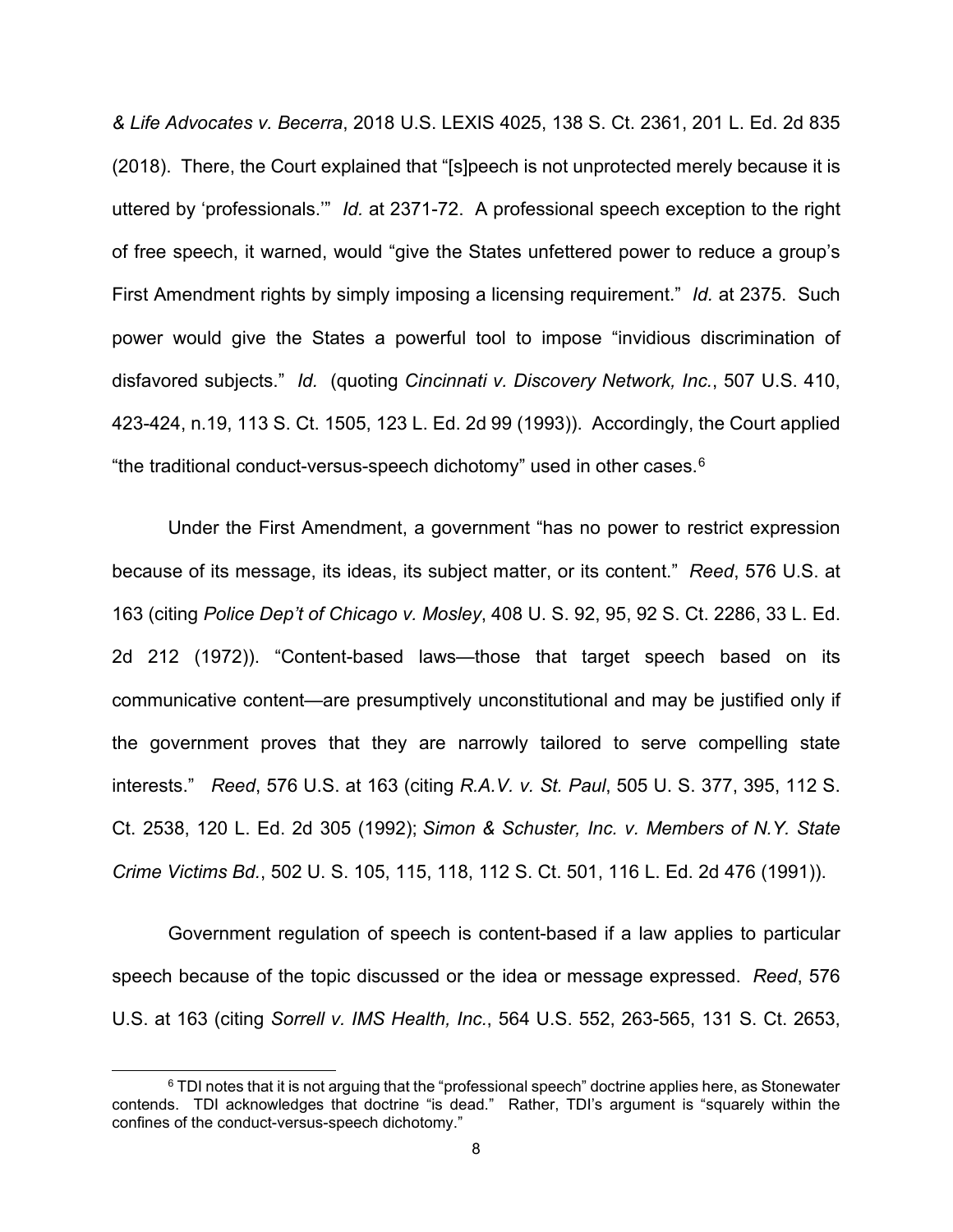*& Life Advocates v. Becerra*, 2018 U.S. LEXIS 4025, 138 S. Ct. 2361, 201 L. Ed. 2d 835 (2018). There, the Court explained that "[s]peech is not unprotected merely because it is uttered by 'professionals.'" *Id.* at 2371-72. A professional speech exception to the right of free speech, it warned, would "give the States unfettered power to reduce a group's First Amendment rights by simply imposing a licensing requirement." *Id.* at 2375. Such power would give the States a powerful tool to impose "invidious discrimination of disfavored subjects." *Id.* (quoting *Cincinnati v. Discovery Network, Inc.*, 507 U.S. 410, 423-424, n.19, 113 S. Ct. 1505, 123 L. Ed. 2d 99 (1993)). Accordingly, the Court applied "the traditional conduct-versus-speech dichotomy" used in other cases.[6]

Under the First Amendment, a government "has no power to restrict expression because of its message, its ideas, its subject matter, or its content." *Reed*, 576 U.S. at 163 (citing *Police Dep't of Chicago v. Mosley*, 408 U. S. 92, 95, 92 S. Ct. 2286, 33 L. Ed. 2d 212 (1972)). "Content-based laws—those that target speech based on its communicative content—are presumptively unconstitutional and may be justified only if the government proves that they are narrowly tailored to serve compelling state interests." *Reed*, 576 U.S. at 163 (citing *R.A.V. v. St. Paul*, 505 U. S. 377, 395, 112 S. Ct. 2538, 120 L. Ed. 2d 305 (1992); *Simon & Schuster, Inc. v. Members of N.Y. State Crime Victims Bd.*, 502 U. S. 105, 115, 118, 112 S. Ct. 501, 116 L. Ed. 2d 476 (1991)).

Government regulation of speech is content-based if a law applies to particular speech because of the topic discussed or the idea or message expressed. *Reed*, 576 U.S. at 163 (citing *Sorrell v. IMS Health, Inc.*, 564 U.S. 552, 263-565, 131 S. Ct. 2653,

---

[6] TDI notes that it is not arguing that the "professional speech" doctrine applies here, as Stonewater contends. TDI acknowledges that doctrine "is dead." Rather, TDI's argument is "squarely within the confines of the conduct-versus-speech dichotomy."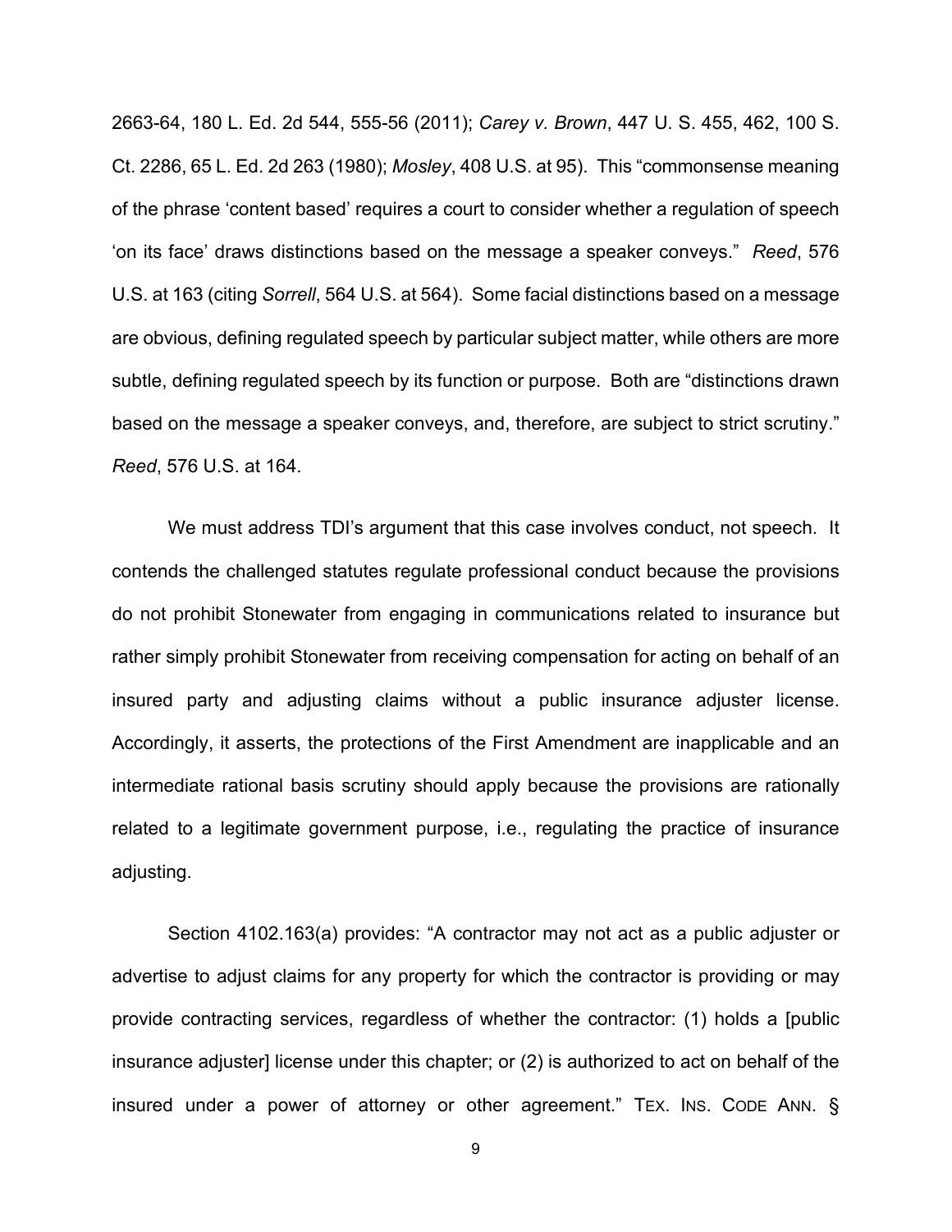2663-64, 180 L. Ed. 2d 544, 555-56 (2011); *Carey v. Brown*, 447 U. S. 455, 462, 100 S. Ct. 2286, 65 L. Ed. 2d 263 (1980); *Mosley*, 408 U.S. at 95). This "commonsense meaning of the phrase 'content based' requires a court to consider whether a regulation of speech 'on its face' draws distinctions based on the message a speaker conveys." *Reed*, 576 U.S. at 163 (citing *Sorrell*, 564 U.S. at 564). Some facial distinctions based on a message are obvious, defining regulated speech by particular subject matter, while others are more subtle, defining regulated speech by its function or purpose. Both are "distinctions drawn based on the message a speaker conveys, and, therefore, are subject to strict scrutiny." *Reed*, 576 U.S. at 164.

We must address TDI's argument that this case involves conduct, not speech. It contends the challenged statutes regulate professional conduct because the provisions do not prohibit Stonewater from engaging in communications related to insurance but rather simply prohibit Stonewater from receiving compensation for acting on behalf of an insured party and adjusting claims without a public insurance adjuster license. Accordingly, it asserts, the protections of the First Amendment are inapplicable and an intermediate rational basis scrutiny should apply because the provisions are rationally related to a legitimate government purpose, i.e., regulating the practice of insurance adjusting.

Section 4102.163(a) provides: "A contractor may not act as a public adjuster or advertise to adjust claims for any property for which the contractor is providing or may provide contracting services, regardless of whether the contractor: (1) holds a [public insurance adjuster] license under this chapter; or (2) is authorized to act on behalf of the insured under a power of attorney or other agreement." TEX. INS. CODE ANN. §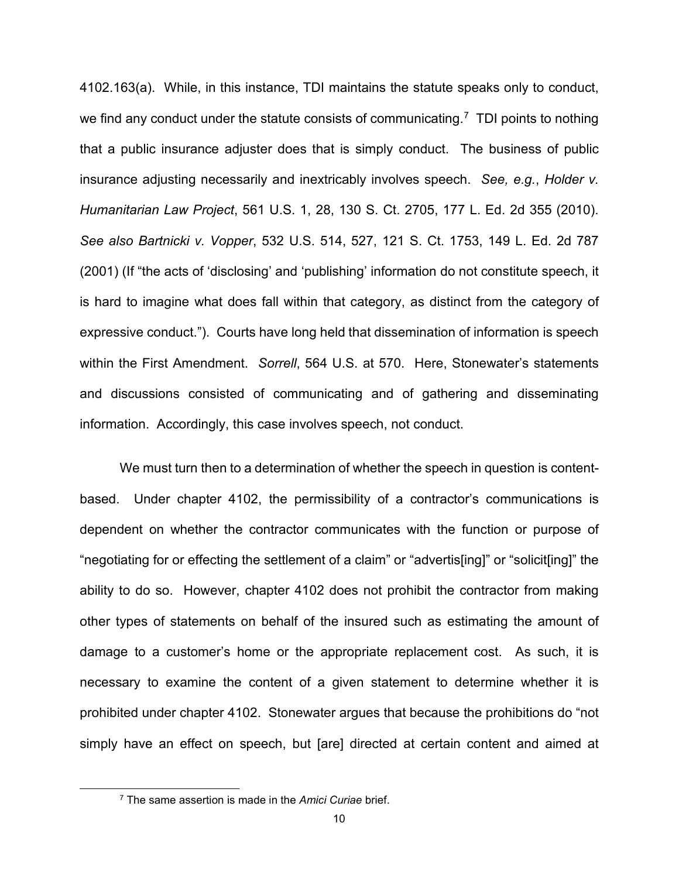4102.163(a). While, in this instance, TDI maintains the statute speaks only to conduct, we find any conduct under the statute consists of communicating.[7] TDI points to nothing that a public insurance adjuster does that is simply conduct. The business of public insurance adjusting necessarily and inextricably involves speech. *See, e.g.*, *Holder v. Humanitarian Law Project*, 561 U.S. 1, 28, 130 S. Ct. 2705, 177 L. Ed. 2d 355 (2010). *See also Bartnicki v. Vopper*, 532 U.S. 514, 527, 121 S. Ct. 1753, 149 L. Ed. 2d 787 (2001) (If "the acts of 'disclosing' and 'publishing' information do not constitute speech, it is hard to imagine what does fall within that category, as distinct from the category of expressive conduct."). Courts have long held that dissemination of information is speech within the First Amendment. *Sorrell*, 564 U.S. at 570. Here, Stonewater's statements and discussions consisted of communicating and of gathering and disseminating information. Accordingly, this case involves speech, not conduct.

We must turn then to a determination of whether the speech in question is content-based. Under chapter 4102, the permissibility of a contractor's communications is dependent on whether the contractor communicates with the function or purpose of "negotiating for or effecting the settlement of a claim" or "advertis[ing]" or "solicit[ing]" the ability to do so. However, chapter 4102 does not prohibit the contractor from making other types of statements on behalf of the insured such as estimating the amount of damage to a customer's home or the appropriate replacement cost. As such, it is necessary to examine the content of a given statement to determine whether it is prohibited under chapter 4102. Stonewater argues that because the prohibitions do "not simply have an effect on speech, but [are] directed at certain content and aimed at

[7] The same assertion is made in the *Amici Curiae* brief.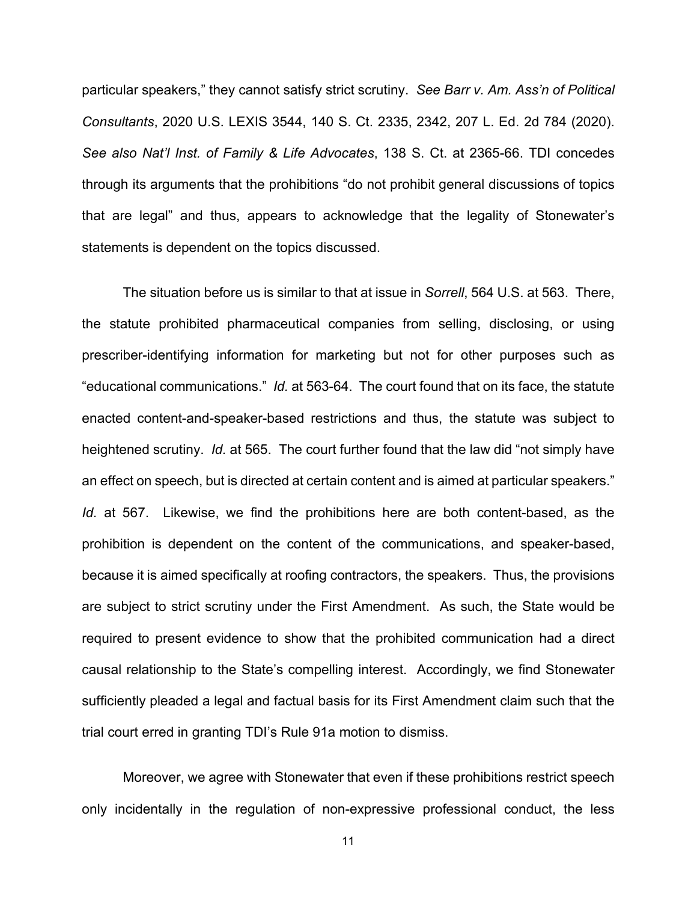particular speakers," they cannot satisfy strict scrutiny. *See Barr v. Am. Ass'n of Political Consultants*, 2020 U.S. LEXIS 3544, 140 S. Ct. 2335, 2342, 207 L. Ed. 2d 784 (2020). *See also Nat'l Inst. of Family & Life Advocates*, 138 S. Ct. at 2365-66. TDI concedes through its arguments that the prohibitions "do not prohibit general discussions of topics that are legal" and thus, appears to acknowledge that the legality of Stonewater's statements is dependent on the topics discussed.

The situation before us is similar to that at issue in *Sorrell*, 564 U.S. at 563. There, the statute prohibited pharmaceutical companies from selling, disclosing, or using prescriber-identifying information for marketing but not for other purposes such as "educational communications." *Id.* at 563-64. The court found that on its face, the statute enacted content-and-speaker-based restrictions and thus, the statute was subject to heightened scrutiny. *Id.* at 565. The court further found that the law did "not simply have an effect on speech, but is directed at certain content and is aimed at particular speakers." *Id.* at 567. Likewise, we find the prohibitions here are both content-based, as the prohibition is dependent on the content of the communications, and speaker-based, because it is aimed specifically at roofing contractors, the speakers. Thus, the provisions are subject to strict scrutiny under the First Amendment. As such, the State would be required to present evidence to show that the prohibited communication had a direct causal relationship to the State's compelling interest. Accordingly, we find Stonewater sufficiently pleaded a legal and factual basis for its First Amendment claim such that the trial court erred in granting TDI's Rule 91a motion to dismiss.

Moreover, we agree with Stonewater that even if these prohibitions restrict speech only incidentally in the regulation of non-expressive professional conduct, the less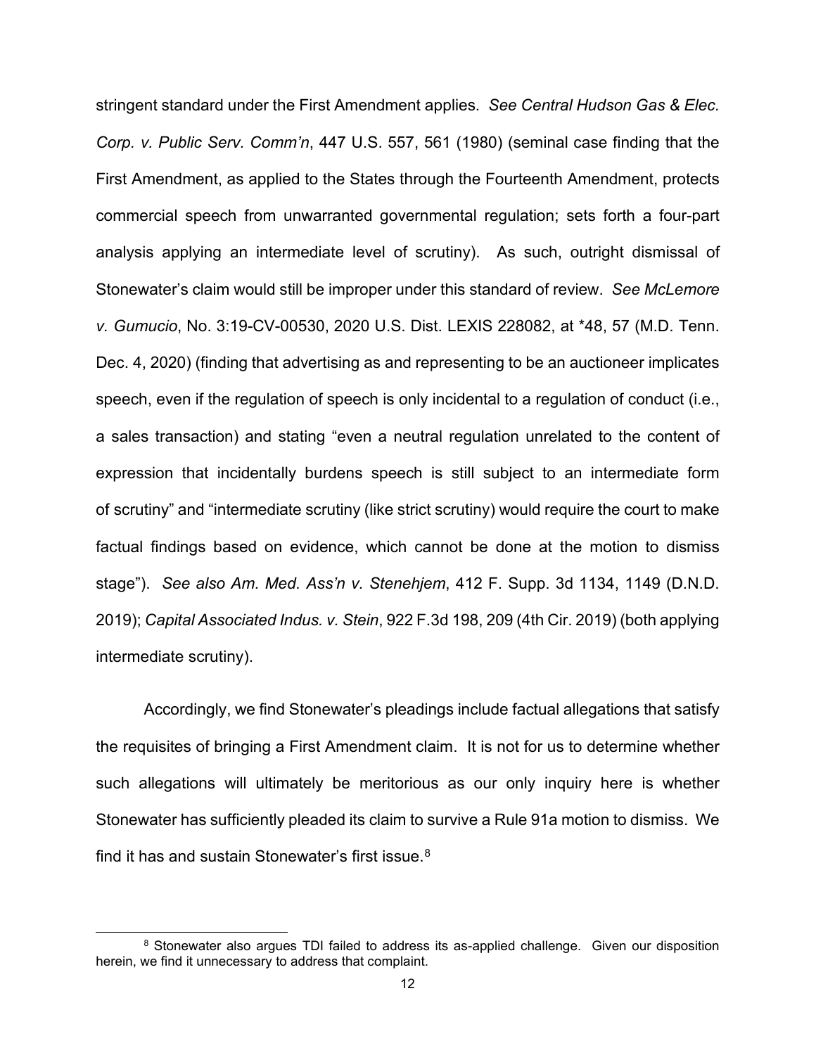stringent standard under the First Amendment applies. *See Central Hudson Gas & Elec. Corp. v. Public Serv. Comm'n*, 447 U.S. 557, 561 (1980) (seminal case finding that the First Amendment, as applied to the States through the Fourteenth Amendment, protects commercial speech from unwarranted governmental regulation; sets forth a four-part analysis applying an intermediate level of scrutiny). As such, outright dismissal of Stonewater's claim would still be improper under this standard of review. *See McLemore v. Gumucio*, No. 3:19-CV-00530, 2020 U.S. Dist. LEXIS 228082, at *48, 57 (M.D. Tenn. Dec. 4, 2020) (finding that advertising as and representing to be an auctioneer implicates speech, even if the regulation of speech is only incidental to a regulation of conduct (i.e., a sales transaction) and stating "even a neutral regulation unrelated to the content of expression that incidentally burdens speech is still subject to an intermediate form of scrutiny" and "intermediate scrutiny (like strict scrutiny) would require the court to make factual findings based on evidence, which cannot be done at the motion to dismiss stage"). *See also Am. Med. Ass'n v. Stenehjem*, 412 F. Supp. 3d 1134, 1149 (D.N.D. 2019); *Capital Associated Indus. v. Stein*, 922 F.3d 198, 209 (4th Cir. 2019) (both applying intermediate scrutiny).

Accordingly, we find Stonewater's pleadings include factual allegations that satisfy the requisites of bringing a First Amendment claim. It is not for us to determine whether such allegations will ultimately be meritorious as our only inquiry here is whether Stonewater has sufficiently pleaded its claim to survive a Rule 91a motion to dismiss. We find it has and sustain Stonewater's first issue.[8]

[8] Stonewater also argues TDI failed to address its as-applied challenge. Given our disposition herein, we find it unnecessary to address that complaint.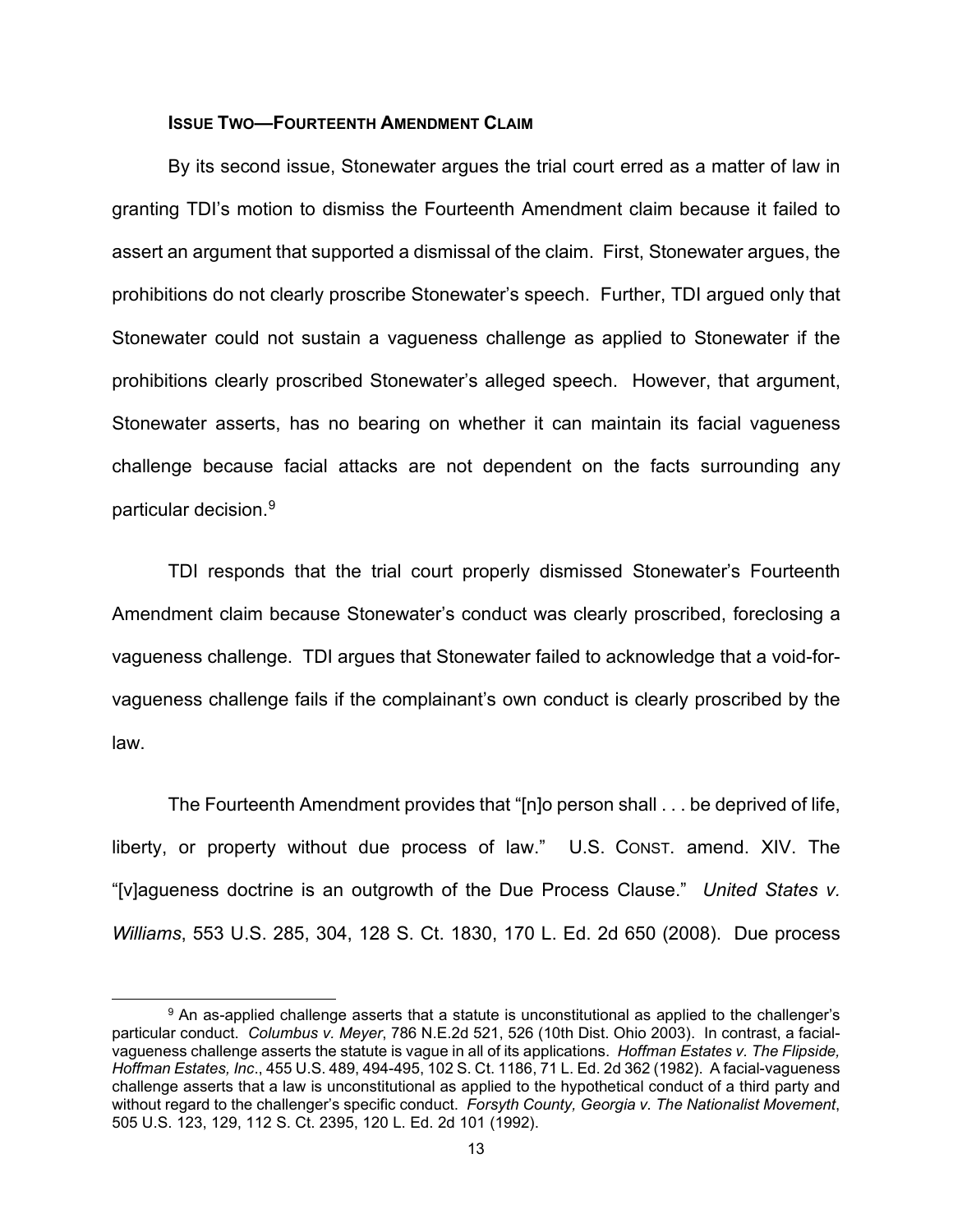**ISSUE TWO—FOURTEENTH AMENDMENT CLAIM**

By its second issue, Stonewater argues the trial court erred as a matter of law in granting TDI's motion to dismiss the Fourteenth Amendment claim because it failed to assert an argument that supported a dismissal of the claim. First, Stonewater argues, the prohibitions do not clearly proscribe Stonewater's speech. Further, TDI argued only that Stonewater could not sustain a vagueness challenge as applied to Stonewater if the prohibitions clearly proscribed Stonewater's alleged speech. However, that argument, Stonewater asserts, has no bearing on whether it can maintain its facial vagueness challenge because facial attacks are not dependent on the facts surrounding any particular decision.[9]

TDI responds that the trial court properly dismissed Stonewater's Fourteenth Amendment claim because Stonewater's conduct was clearly proscribed, foreclosing a vagueness challenge. TDI argues that Stonewater failed to acknowledge that a void-for-vagueness challenge fails if the complainant's own conduct is clearly proscribed by the law.

The Fourteenth Amendment provides that "[n]o person shall . . . be deprived of life, liberty, or property without due process of law." U.S. CONST. amend. XIV. The "[v]agueness doctrine is an outgrowth of the Due Process Clause." *United States v. Williams*, 553 U.S. 285, 304, 128 S. Ct. 1830, 170 L. Ed. 2d 650 (2008). Due process

---

[9] An as-applied challenge asserts that a statute is unconstitutional as applied to the challenger's particular conduct. *Columbus v. Meyer*, 786 N.E.2d 521, 526 (10th Dist. Ohio 2003). In contrast, a facial-vagueness challenge asserts the statute is vague in all of its applications. *Hoffman Estates v. The Flipside, Hoffman Estates, Inc*., 455 U.S. 489, 494-495, 102 S. Ct. 1186, 71 L. Ed. 2d 362 (1982). A facial-vagueness challenge asserts that a law is unconstitutional as applied to the hypothetical conduct of a third party and without regard to the challenger's specific conduct. *Forsyth County, Georgia v. The Nationalist Movement*, 505 U.S. 123, 129, 112 S. Ct. 2395, 120 L. Ed. 2d 101 (1992).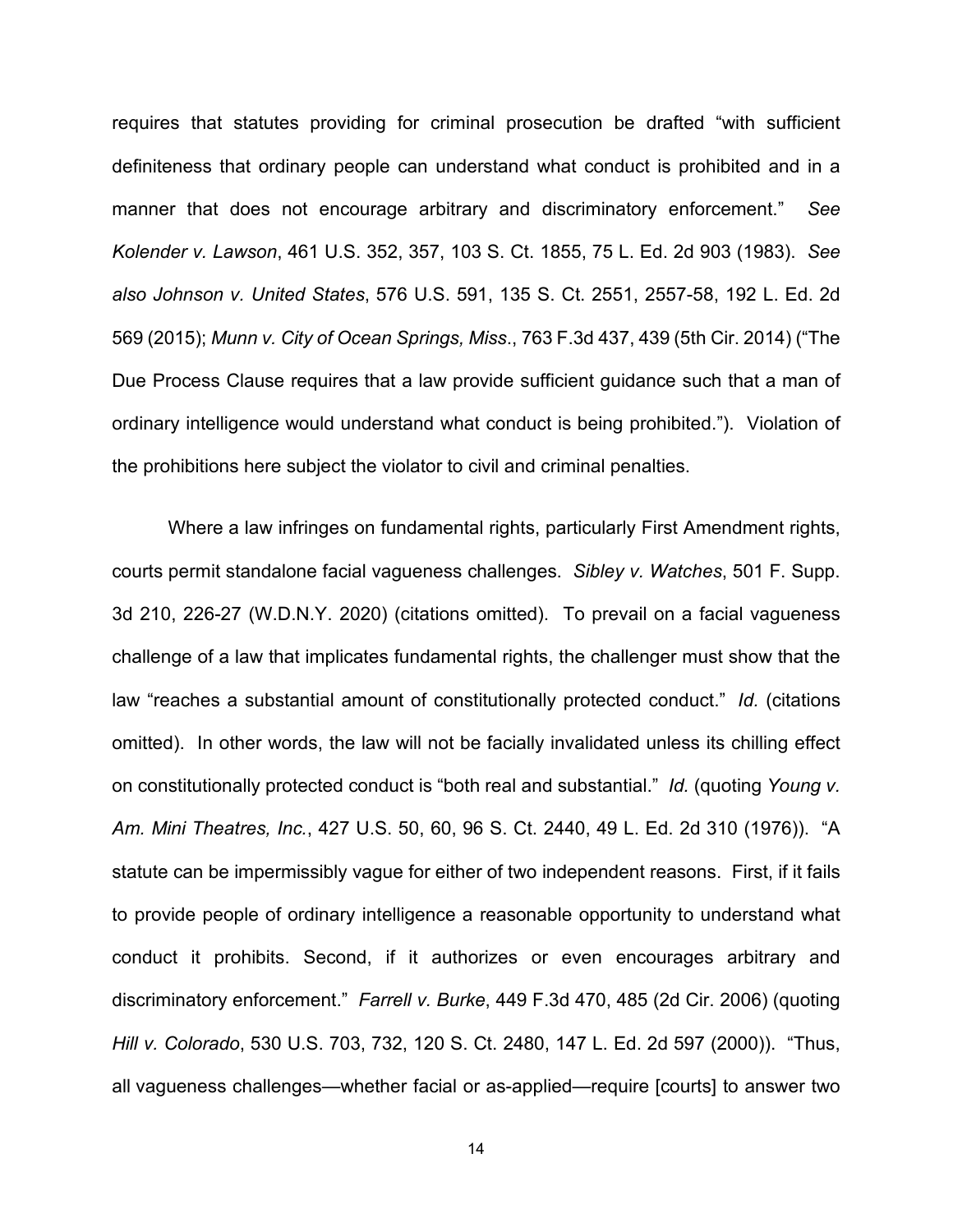requires that statutes providing for criminal prosecution be drafted "with sufficient definiteness that ordinary people can understand what conduct is prohibited and in a manner that does not encourage arbitrary and discriminatory enforcement." *See Kolender v. Lawson*, 461 U.S. 352, 357, 103 S. Ct. 1855, 75 L. Ed. 2d 903 (1983). *See also Johnson v. United States*, 576 U.S. 591, 135 S. Ct. 2551, 2557-58, 192 L. Ed. 2d 569 (2015); *Munn v. City of Ocean Springs, Miss*., 763 F.3d 437, 439 (5th Cir. 2014) ("The Due Process Clause requires that a law provide sufficient guidance such that a man of ordinary intelligence would understand what conduct is being prohibited."). Violation of the prohibitions here subject the violator to civil and criminal penalties.

Where a law infringes on fundamental rights, particularly First Amendment rights, courts permit standalone facial vagueness challenges. *Sibley v. Watches*, 501 F. Supp. 3d 210, 226-27 (W.D.N.Y. 2020) (citations omitted). To prevail on a facial vagueness challenge of a law that implicates fundamental rights, the challenger must show that the law "reaches a substantial amount of constitutionally protected conduct." *Id.* (citations omitted). In other words, the law will not be facially invalidated unless its chilling effect on constitutionally protected conduct is "both real and substantial." *Id.* (quoting *Young v. Am. Mini Theatres, Inc.*, 427 U.S. 50, 60, 96 S. Ct. 2440, 49 L. Ed. 2d 310 (1976)). "A statute can be impermissibly vague for either of two independent reasons. First, if it fails to provide people of ordinary intelligence a reasonable opportunity to understand what conduct it prohibits. Second, if it authorizes or even encourages arbitrary and discriminatory enforcement." *Farrell v. Burke*, 449 F.3d 470, 485 (2d Cir. 2006) (quoting *Hill v. Colorado*, 530 U.S. 703, 732, 120 S. Ct. 2480, 147 L. Ed. 2d 597 (2000)). "Thus, all vagueness challenges—whether facial or as-applied—require [courts] to answer two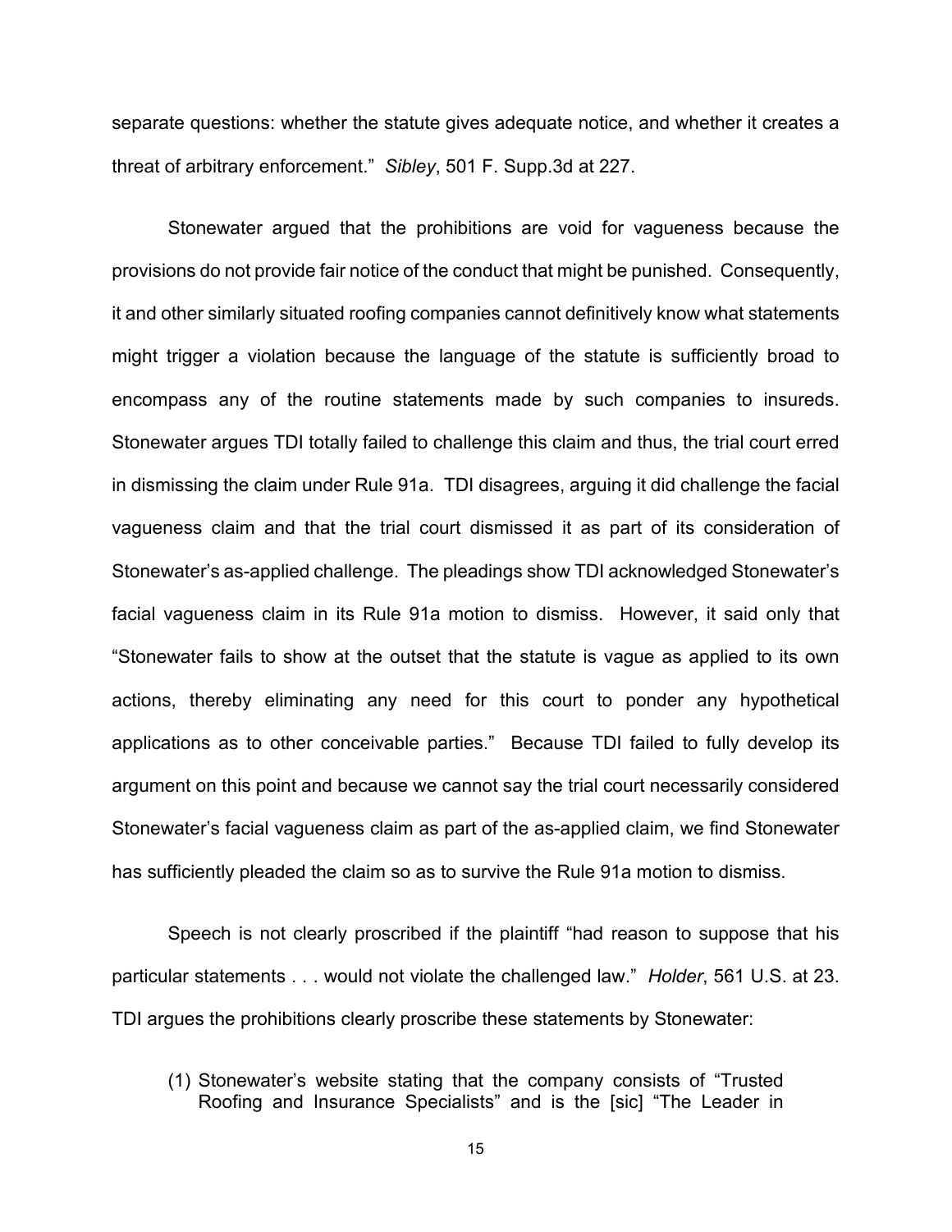separate questions: whether the statute gives adequate notice, and whether it creates a threat of arbitrary enforcement." *Sibley*, 501 F. Supp.3d at 227.

Stonewater argued that the prohibitions are void for vagueness because the provisions do not provide fair notice of the conduct that might be punished. Consequently, it and other similarly situated roofing companies cannot definitively know what statements might trigger a violation because the language of the statute is sufficiently broad to encompass any of the routine statements made by such companies to insureds. Stonewater argues TDI totally failed to challenge this claim and thus, the trial court erred in dismissing the claim under Rule 91a. TDI disagrees, arguing it did challenge the facial vagueness claim and that the trial court dismissed it as part of its consideration of Stonewater's as-applied challenge. The pleadings show TDI acknowledged Stonewater's facial vagueness claim in its Rule 91a motion to dismiss. However, it said only that "Stonewater fails to show at the outset that the statute is vague as applied to its own actions, thereby eliminating any need for this court to ponder any hypothetical applications as to other conceivable parties." Because TDI failed to fully develop its argument on this point and because we cannot say the trial court necessarily considered Stonewater's facial vagueness claim as part of the as-applied claim, we find Stonewater has sufficiently pleaded the claim so as to survive the Rule 91a motion to dismiss.

Speech is not clearly proscribed if the plaintiff "had reason to suppose that his particular statements . . . would not violate the challenged law." *Holder*, 561 U.S. at 23. TDI argues the prohibitions clearly proscribe these statements by Stonewater:

(1) Stonewater's website stating that the company consists of "Trusted Roofing and Insurance Specialists" and is the [sic] "The Leader in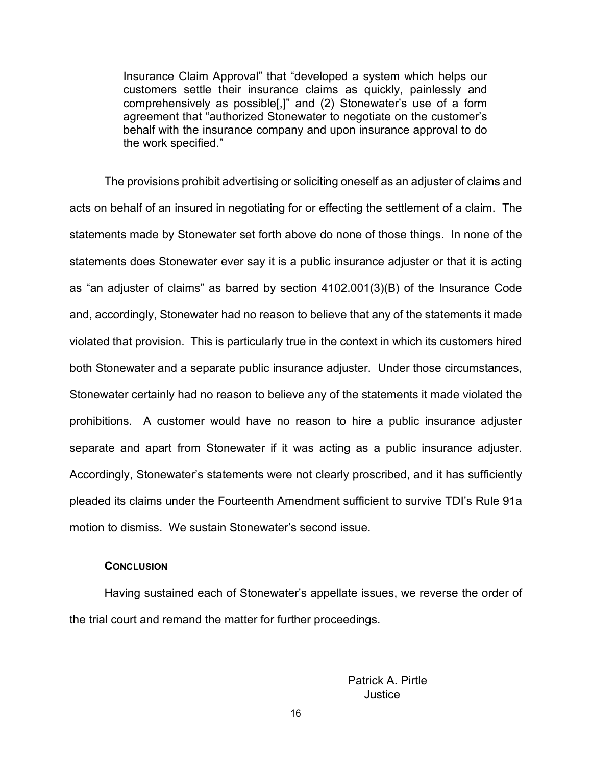> Insurance Claim Approval" that "developed a system which helps our customers settle their insurance claims as quickly, painlessly and comprehensively as possible[,]" and (2) Stonewater's use of a form agreement that "authorized Stonewater to negotiate on the customer's behalf with the insurance company and upon insurance approval to do the work specified."

The provisions prohibit advertising or soliciting oneself as an adjuster of claims and acts on behalf of an insured in negotiating for or effecting the settlement of a claim. The statements made by Stonewater set forth above do none of those things. In none of the statements does Stonewater ever say it is a public insurance adjuster or that it is acting as "an adjuster of claims" as barred by section 4102.001(3)(B) of the Insurance Code and, accordingly, Stonewater had no reason to believe that any of the statements it made violated that provision. This is particularly true in the context in which its customers hired both Stonewater and a separate public insurance adjuster. Under those circumstances, Stonewater certainly had no reason to believe any of the statements it made violated the prohibitions. A customer would have no reason to hire a public insurance adjuster separate and apart from Stonewater if it was acting as a public insurance adjuster. Accordingly, Stonewater's statements were not clearly proscribed, and it has sufficiently pleaded its claims under the Fourteenth Amendment sufficient to survive TDI's Rule 91a motion to dismiss. We sustain Stonewater's second issue.

**CONCLUSION**

Having sustained each of Stonewater's appellate issues, we reverse the order of the trial court and remand the matter for further proceedings.

Patrick A. Pirtle
Justice